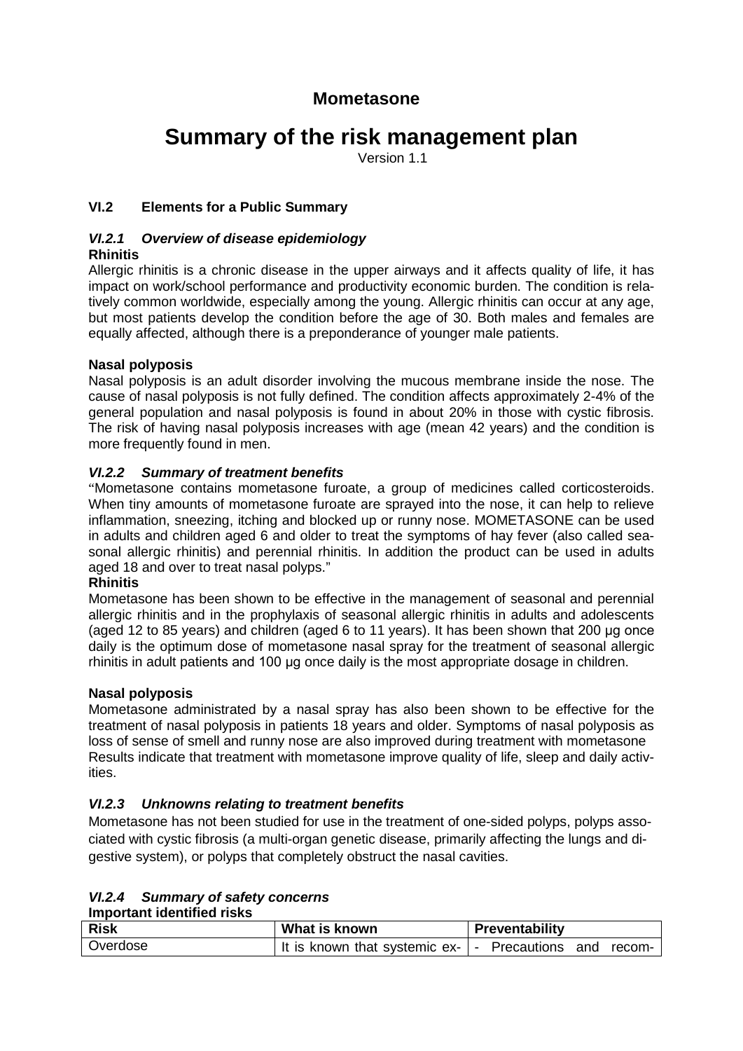# Mometasone

# Summary of the risk management plan

Version 1.1

## VI.2 Elements for a Public Summary

### *VI.2.1 Overview of disease epidemiology*

**Rhinitis**

Allergic rhinitis is a chronic disease in the upper airways and it affects quality of life, it has impact on work/school performance and productivity economic burden. The condition is relatively common worldwide, especially among the young. Allergic rhinitis can occur at any age, but most patients develop the condition before the age of 30. Both males and females are equally affected, although there is a preponderance of younger male patients.

**Nasal polyposis**

Nasal polyposis is an adult disorder involving the mucous membrane inside the nose. The cause of nasal polyposis is not fully defined. The condition affects approximately 2-4% of the general population and nasal polyposis is found in about 20% in those with cystic fibrosis. The risk of having nasal polyposis increases with age (mean 42 years) and the condition is more frequently found in men.

### *VI.2.2 Summary of treatment benefits*

"Mometasone contains mometasone furoate, a group of medicines called corticosteroids. When tiny amounts of mometasone furoate are sprayed into the nose, it can help to relieve inflammation, sneezing, itching and blocked up or runny nose. MOMETASONE can be used in adults and children aged 6 and older to treat the symptoms of hay fever (also called seasonal allergic rhinitis) and perennial rhinitis. In addition the product can be used in adults aged 18 and over to treat nasal polyps."

**Rhinitis**

Mometasone has been shown to be effective in the management of seasonal and perennial allergic rhinitis and in the prophylaxis of seasonal allergic rhinitis in adults and adolescents (aged 12 to 85 years) and children (aged 6 to 11 years). It has been shown that 200 µg once daily is the optimum dose of mometasone nasal spray for the treatment of seasonal allergic rhinitis in adult patients and 100 µg once daily is the most appropriate dosage in children.

**Nasal polyposis**

Mometasone administrated by a nasal spray has also been shown to be effective for the treatment of nasal polyposis in patients 18 years and older. Symptoms of nasal polyposis as loss of sense of smell and runny nose are also improved during treatment with mometasone Results indicate that treatment with mometasone improve quality of life, sleep and daily activities.

### *VI.2.3 Unknowns relating to treatment benefits*

Mometasone has not been studied for use in the treatment of one-sided polyps, polyps associated with cystic fibrosis (a multi-organ genetic disease, primarily affecting the lungs and digestive system), or polyps that completely obstruct the nasal cavities.

### *VI.2.4 Summary of safety concerns*

**Important identified risks**

| Risk | What is known | Preventability |
|---|---|---|
| Overdose | It is known that systemic ex- | - Precautions and recom- |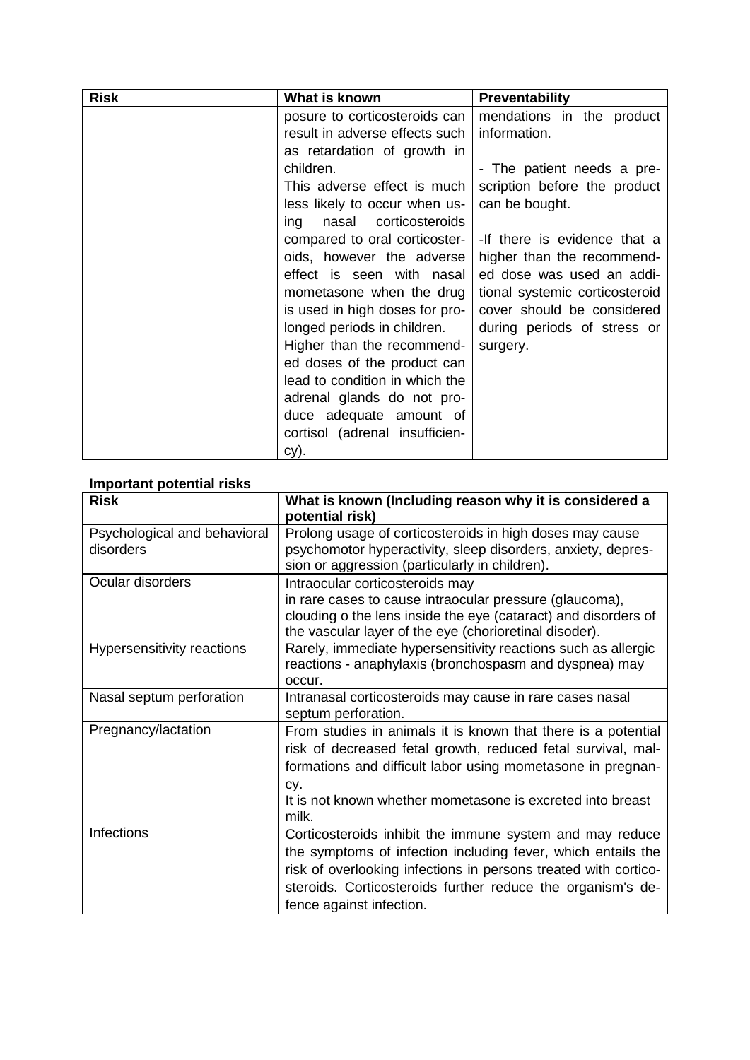| Risk | What is known | Preventability |
|---|---|---|
| | posure to corticosteroids can result in adverse effects such as retardation of growth in children. This adverse effect is much less likely to occur when using nasal corticosteroids compared to oral corticosteroids, however the adverse effect is seen with nasal mometasone when the drug is used in high doses for prolonged periods in children. Higher than the recommended doses of the product can lead to condition in which the adrenal glands do not produce adequate amount of cortisol (adrenal insufficiency). | mendations in the product information. - The patient needs a prescription before the product can be bought. -If there is evidence that a higher than the recommended dose was used an additional systemic corticosteroid cover should be considered during periods of stress or surgery. |

**Important potential risks**

| Risk | What is known (Including reason why it is considered a potential risk) |
|---|---|
| Psychological and behavioral disorders | Prolong usage of corticosteroids in high doses may cause psychomotor hyperactivity, sleep disorders, anxiety, depression or aggression (particularly in children). |
| Ocular disorders | Intraocular corticosteroids may in rare cases to cause intraocular pressure (glaucoma), clouding o the lens inside the eye (cataract) and disorders of the vascular layer of the eye (chorioretinal disoder). |
| Hypersensitivity reactions | Rarely, immediate hypersensitivity reactions such as allergic reactions - anaphylaxis (bronchospasm and dyspnea) may occur. |
| Nasal septum perforation | Intranasal corticosteroids may cause in rare cases nasal septum perforation. |
| Pregnancy/lactation | From studies in animals it is known that there is a potential risk of decreased fetal growth, reduced fetal survival, malformations and difficult labor using mometasone in pregnancy. It is not known whether mometasone is excreted into breast milk. |
| Infections | Corticosteroids inhibit the immune system and may reduce the symptoms of infection including fever, which entails the risk of overlooking infections in persons treated with corticosteroids. Corticosteroids further reduce the organism's defence against infection. |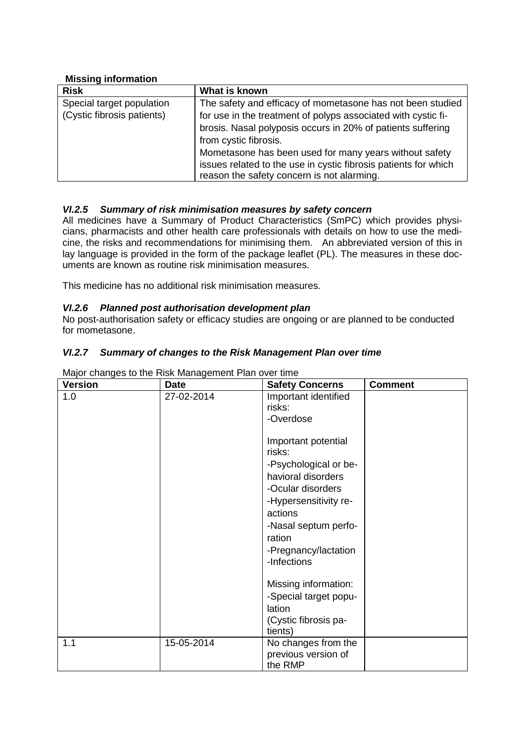**Missing information**

| Risk | What is known |
| --- | --- |
| Special target population (Cystic fibrosis patients) | The safety and efficacy of mometasone has not been studied for use in the treatment of polyps associated with cystic fibrosis. Nasal polyposis occurs in 20% of patients suffering from cystic fibrosis. Mometasone has been used for many years without safety issues related to the use in cystic fibrosis patients for which reason the safety concern is not alarming. |

### *VI.2.5 Summary of risk minimisation measures by safety concern*

All medicines have a Summary of Product Characteristics (SmPC) which provides physicians, pharmacists and other health care professionals with details on how to use the medicine, the risks and recommendations for minimising them. An abbreviated version of this in lay language is provided in the form of the package leaflet (PL). The measures in these documents are known as routine risk minimisation measures.

This medicine has no additional risk minimisation measures.

### *VI.2.6 Planned post authorisation development plan*

No post-authorisation safety or efficacy studies are ongoing or are planned to be conducted for mometasone.

### *VI.2.7 Summary of changes to the Risk Management Plan over time*

Major changes to the Risk Management Plan over time

| Version | Date | Safety Concerns | Comment |
| --- | --- | --- | --- |
| 1.0 | 27-02-2014 | Important identified risks:<br>-Overdose<br><br>Important potential risks:<br>-Psychological or behavioral disorders<br>-Ocular disorders<br>-Hypersensitivity reactions<br>-Nasal septum perforation<br>-Pregnancy/lactation<br>-Infections<br><br>Missing information:<br>-Special target population<br>(Cystic fibrosis patients) | |
| 1.1 | 15-05-2014 | No changes from the previous version of the RMP | |